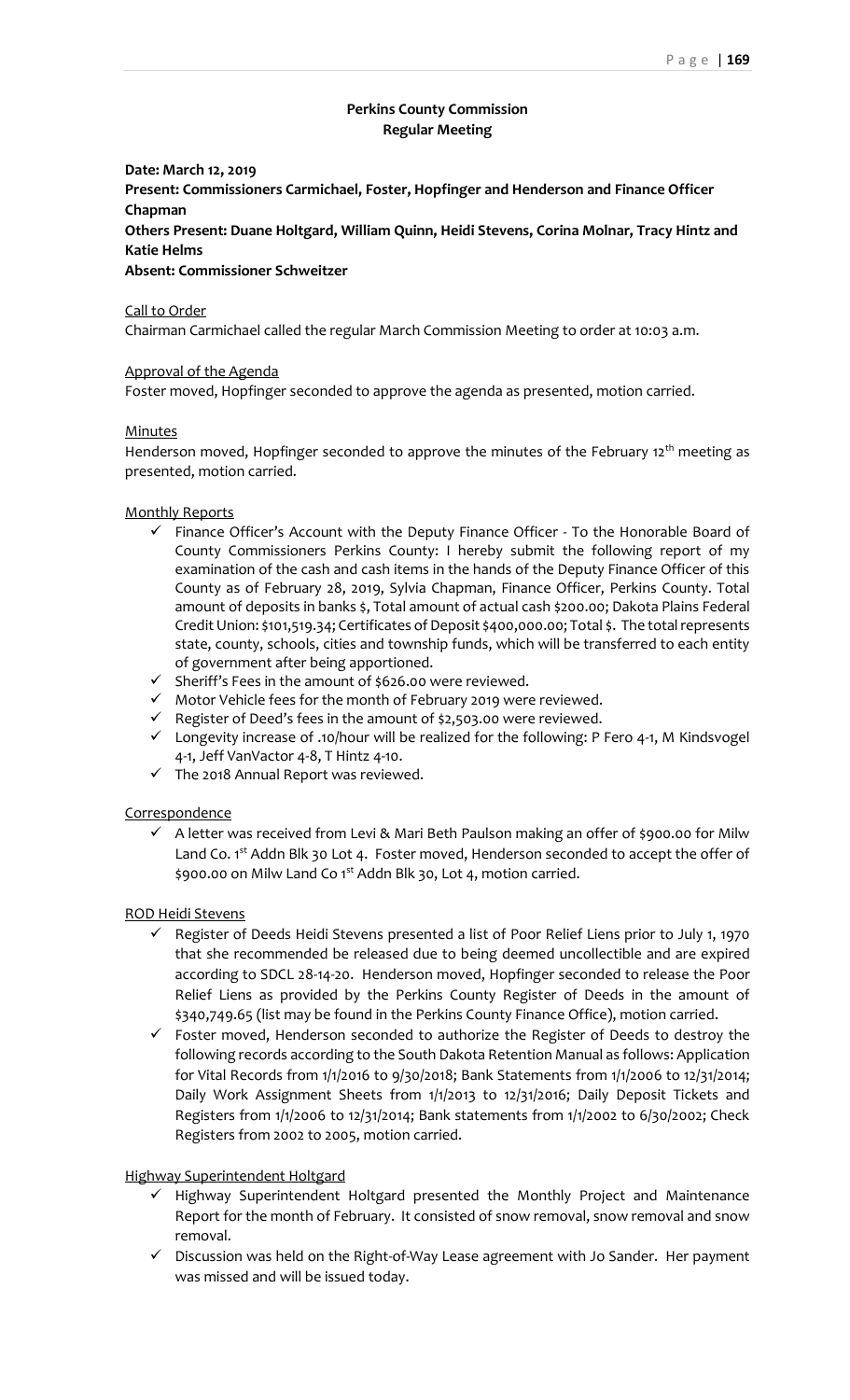# Perkins County Commission
## Regular Meeting

**Date: March 12, 2019**

**Present: Commissioners Carmichael, Foster, Hopfinger and Henderson and Finance Officer Chapman**

**Others Present: Duane Holtgard, William Quinn, Heidi Stevens, Corina Molnar, Tracy Hintz and Katie Helms**

**Absent: Commissioner Schweitzer**

Call to Order

Chairman Carmichael called the regular March Commission Meeting to order at 10:03 a.m.

Approval of the Agenda

Foster moved, Hopfinger seconded to approve the agenda as presented, motion carried.

Minutes

Henderson moved, Hopfinger seconded to approve the minutes of the February 12th meeting as presented, motion carried.

Monthly Reports

- ✓ Finance Officer's Account with the Deputy Finance Officer - To the Honorable Board of County Commissioners Perkins County: I hereby submit the following report of my examination of the cash and cash items in the hands of the Deputy Finance Officer of this County as of February 28, 2019, Sylvia Chapman, Finance Officer, Perkins County. Total amount of deposits in banks $, Total amount of actual cash $200.00; Dakota Plains Federal Credit Union: $101,519.34; Certificates of Deposit $400,000.00; Total $. The total represents state, county, schools, cities and township funds, which will be transferred to each entity of government after being apportioned.
- ✓ Sheriff's Fees in the amount of $626.00 were reviewed.
- ✓ Motor Vehicle fees for the month of February 2019 were reviewed.
- ✓ Register of Deed's fees in the amount of $2,503.00 were reviewed.
- ✓ Longevity increase of .10/hour will be realized for the following: P Fero 4-1, M Kindsvogel 4-1, Jeff VanVactor 4-8, T Hintz 4-10.
- ✓ The 2018 Annual Report was reviewed.

Correspondence

- ✓ A letter was received from Levi & Mari Beth Paulson making an offer of $900.00 for Milw Land Co. 1st Addn Blk 30 Lot 4. Foster moved, Henderson seconded to accept the offer of $900.00 on Milw Land Co 1st Addn Blk 30, Lot 4, motion carried.

ROD Heidi Stevens

- ✓ Register of Deeds Heidi Stevens presented a list of Poor Relief Liens prior to July 1, 1970 that she recommended be released due to being deemed uncollectible and are expired according to SDCL 28-14-20. Henderson moved, Hopfinger seconded to release the Poor Relief Liens as provided by the Perkins County Register of Deeds in the amount of $340,749.65 (list may be found in the Perkins County Finance Office), motion carried.
- ✓ Foster moved, Henderson seconded to authorize the Register of Deeds to destroy the following records according to the South Dakota Retention Manual as follows: Application for Vital Records from 1/1/2016 to 9/30/2018; Bank Statements from 1/1/2006 to 12/31/2014; Daily Work Assignment Sheets from 1/1/2013 to 12/31/2016; Daily Deposit Tickets and Registers from 1/1/2006 to 12/31/2014; Bank statements from 1/1/2002 to 6/30/2002; Check Registers from 2002 to 2005, motion carried.

Highway Superintendent Holtgard

- ✓ Highway Superintendent Holtgard presented the Monthly Project and Maintenance Report for the month of February. It consisted of snow removal, snow removal and snow removal.
- ✓ Discussion was held on the Right-of-Way Lease agreement with Jo Sander. Her payment was missed and will be issued today.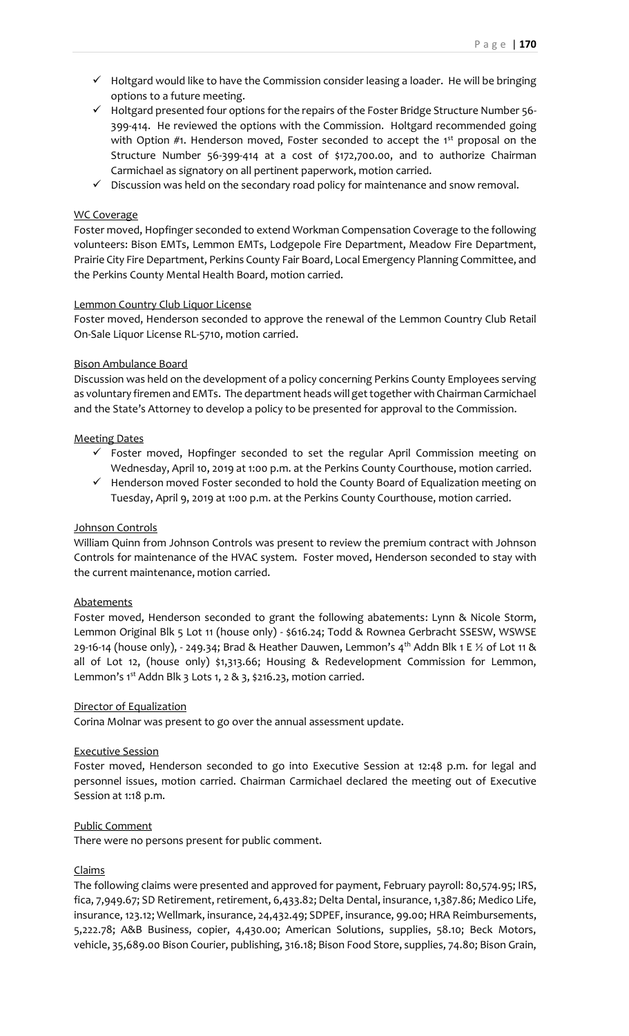- ✓ Holtgard would like to have the Commission consider leasing a loader. He will be bringing options to a future meeting.
- ✓ Holtgard presented four options for the repairs of the Foster Bridge Structure Number 56-399-414. He reviewed the options with the Commission. Holtgard recommended going with Option #1. Henderson moved, Foster seconded to accept the 1st proposal on the Structure Number 56-399-414 at a cost of $172,700.00, and to authorize Chairman Carmichael as signatory on all pertinent paperwork, motion carried.
- ✓ Discussion was held on the secondary road policy for maintenance and snow removal.

WC Coverage

Foster moved, Hopfinger seconded to extend Workman Compensation Coverage to the following volunteers: Bison EMTs, Lemmon EMTs, Lodgepole Fire Department, Meadow Fire Department, Prairie City Fire Department, Perkins County Fair Board, Local Emergency Planning Committee, and the Perkins County Mental Health Board, motion carried.

Lemmon Country Club Liquor License

Foster moved, Henderson seconded to approve the renewal of the Lemmon Country Club Retail On-Sale Liquor License RL-5710, motion carried.

Bison Ambulance Board

Discussion was held on the development of a policy concerning Perkins County Employees serving as voluntary firemen and EMTs. The department heads will get together with Chairman Carmichael and the State's Attorney to develop a policy to be presented for approval to the Commission.

Meeting Dates

- ✓ Foster moved, Hopfinger seconded to set the regular April Commission meeting on Wednesday, April 10, 2019 at 1:00 p.m. at the Perkins County Courthouse, motion carried.
- ✓ Henderson moved Foster seconded to hold the County Board of Equalization meeting on Tuesday, April 9, 2019 at 1:00 p.m. at the Perkins County Courthouse, motion carried.

Johnson Controls

William Quinn from Johnson Controls was present to review the premium contract with Johnson Controls for maintenance of the HVAC system. Foster moved, Henderson seconded to stay with the current maintenance, motion carried.

Abatements

Foster moved, Henderson seconded to grant the following abatements: Lynn & Nicole Storm, Lemmon Original Blk 5 Lot 11 (house only) - $616.24; Todd & Rownea Gerbracht SSESW, WSWSE 29-16-14 (house only), - 249.34; Brad & Heather Dauwen, Lemmon's 4th Addn Blk 1 E ½ of Lot 11 & all of Lot 12, (house only) $1,313.66; Housing & Redevelopment Commission for Lemmon, Lemmon's 1st Addn Blk 3 Lots 1, 2 & 3, $216.23, motion carried.

Director of Equalization

Corina Molnar was present to go over the annual assessment update.

Executive Session

Foster moved, Henderson seconded to go into Executive Session at 12:48 p.m. for legal and personnel issues, motion carried. Chairman Carmichael declared the meeting out of Executive Session at 1:18 p.m.

Public Comment

There were no persons present for public comment.

Claims

The following claims were presented and approved for payment, February payroll: 80,574.95; IRS, fica, 7,949.67; SD Retirement, retirement, 6,433.82; Delta Dental, insurance, 1,387.86; Medico Life, insurance, 123.12; Wellmark, insurance, 24,432.49; SDPEF, insurance, 99.00; HRA Reimbursements, 5,222.78; A&B Business, copier, 4,430.00; American Solutions, supplies, 58.10; Beck Motors, vehicle, 35,689.00 Bison Courier, publishing, 316.18; Bison Food Store, supplies, 74.80; Bison Grain,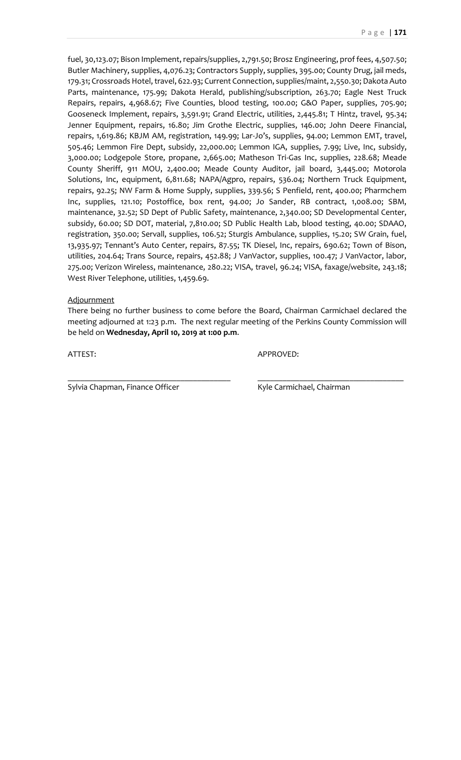fuel, 30,123.07; Bison Implement, repairs/supplies, 2,791.50; Brosz Engineering, prof fees, 4,507.50; Butler Machinery, supplies, 4,076.23; Contractors Supply, supplies, 395.00; County Drug, jail meds, 179.31; Crossroads Hotel, travel, 622.93; Current Connection, supplies/maint, 2,550.30; Dakota Auto Parts, maintenance, 175.99; Dakota Herald, publishing/subscription, 263.70; Eagle Nest Truck Repairs, repairs, 4,968.67; Five Counties, blood testing, 100.00; G&O Paper, supplies, 705.90; Gooseneck Implement, repairs, 3,591.91; Grand Electric, utilities, 2,445.81; T Hintz, travel, 95.34; Jenner Equipment, repairs, 16.80; Jim Grothe Electric, supplies, 146.00; John Deere Financial, repairs, 1,619.86; KBJM AM, registration, 149.99; Lar-Jo's, supplies, 94.00; Lemmon EMT, travel, 505.46; Lemmon Fire Dept, subsidy, 22,000.00; Lemmon IGA, supplies, 7.99; Live, Inc, subsidy, 3,000.00; Lodgepole Store, propane, 2,665.00; Matheson Tri-Gas Inc, supplies, 228.68; Meade County Sheriff, 911 MOU, 2,400.00; Meade County Auditor, jail board, 3,445.00; Motorola Solutions, Inc, equipment, 6,811.68; NAPA/Agpro, repairs, 536.04; Northern Truck Equipment, repairs, 92.25; NW Farm & Home Supply, supplies, 339.56; S Penfield, rent, 400.00; Pharmchem Inc, supplies, 121.10; Postoffice, box rent, 94.00; Jo Sander, RB contract, 1,008.00; SBM, maintenance, 32.52; SD Dept of Public Safety, maintenance, 2,340.00; SD Developmental Center, subsidy, 60.00; SD DOT, material, 7,810.00; SD Public Health Lab, blood testing, 40.00; SDAAO, registration, 350.00; Servall, supplies, 106.52; Sturgis Ambulance, supplies, 15.20; SW Grain, fuel, 13,935.97; Tennant's Auto Center, repairs, 87.55; TK Diesel, Inc, repairs, 690.62; Town of Bison, utilities, 204.64; Trans Source, repairs, 452.88; J VanVactor, supplies, 100.47; J VanVactor, labor, 275.00; Verizon Wireless, maintenance, 280.22; VISA, travel, 96.24; VISA, faxage/website, 243.18; West River Telephone, utilities, 1,459.69.

Adjournment

There being no further business to come before the Board, Chairman Carmichael declared the meeting adjourned at 1:23 p.m. The next regular meeting of the Perkins County Commission will be held on **Wednesday, April 10, 2019 at 1:00 p.m**.

ATTEST: APPROVED:

_________________________________ _________________________________

Sylvia Chapman, Finance Officer Kyle Carmichael, Chairman